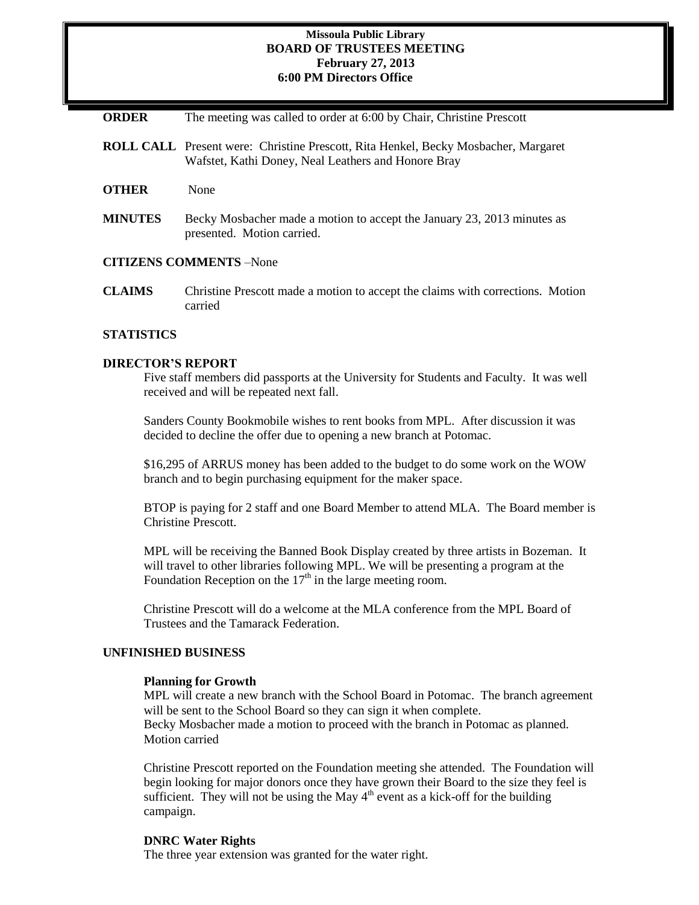**Missoula Public Library**
**BOARD OF TRUSTEES MEETING**
**February 27, 2013**
**6:00 PM Directors Office**

**ORDER** The meeting was called to order at 6:00 by Chair, Christine Prescott

**ROLL CALL** Present were: Christine Prescott, Rita Henkel, Becky Mosbacher, Margaret Wafstet, Kathi Doney, Neal Leathers and Honore Bray

**OTHER** None

**MINUTES** Becky Mosbacher made a motion to accept the January 23, 2013 minutes as presented. Motion carried.

**CITIZENS COMMENTS** –None

**CLAIMS** Christine Prescott made a motion to accept the claims with corrections. Motion carried

**STATISTICS**

**DIRECTOR'S REPORT**

Five staff members did passports at the University for Students and Faculty. It was well received and will be repeated next fall.

Sanders County Bookmobile wishes to rent books from MPL. After discussion it was decided to decline the offer due to opening a new branch at Potomac.

$16,295 of ARRUS money has been added to the budget to do some work on the WOW branch and to begin purchasing equipment for the maker space.

BTOP is paying for 2 staff and one Board Member to attend MLA. The Board member is Christine Prescott.

MPL will be receiving the Banned Book Display created by three artists in Bozeman. It will travel to other libraries following MPL. We will be presenting a program at the Foundation Reception on the 17th in the large meeting room.

Christine Prescott will do a welcome at the MLA conference from the MPL Board of Trustees and the Tamarack Federation.

**UNFINISHED BUSINESS**

**Planning for Growth**

MPL will create a new branch with the School Board in Potomac. The branch agreement will be sent to the School Board so they can sign it when complete.
Becky Mosbacher made a motion to proceed with the branch in Potomac as planned. Motion carried

Christine Prescott reported on the Foundation meeting she attended. The Foundation will begin looking for major donors once they have grown their Board to the size they feel is sufficient. They will not be using the May 4th event as a kick-off for the building campaign.

**DNRC Water Rights**

The three year extension was granted for the water right.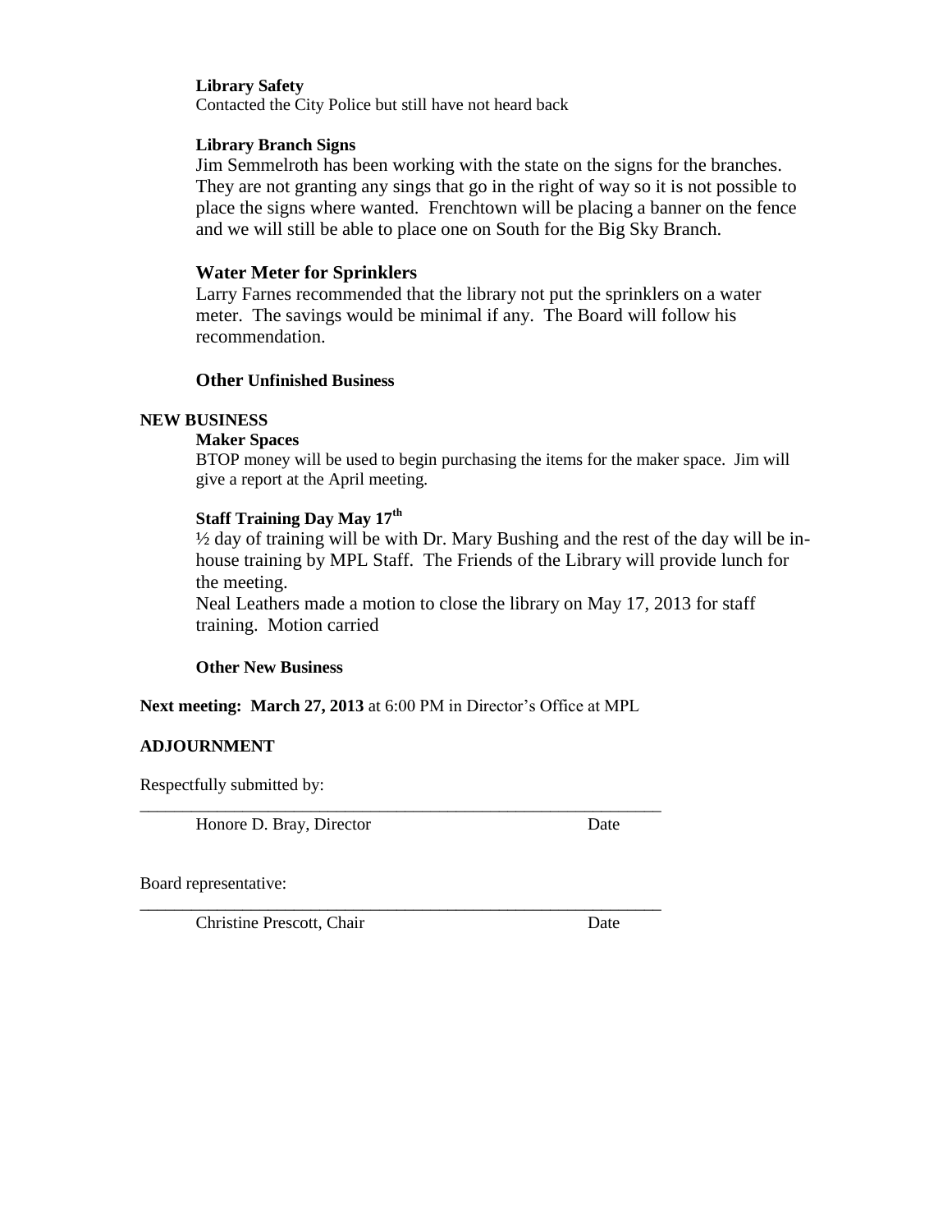**Library Safety**

Contacted the City Police but still have not heard back

**Library Branch Signs**

Jim Semmelroth has been working with the state on the signs for the branches. They are not granting any sings that go in the right of way so it is not possible to place the signs where wanted. Frenchtown will be placing a banner on the fence and we will still be able to place one on South for the Big Sky Branch.

**Water Meter for Sprinklers**

Larry Farnes recommended that the library not put the sprinklers on a water meter. The savings would be minimal if any. The Board will follow his recommendation.

**Other Unfinished Business**

## NEW BUSINESS

**Maker Spaces**

BTOP money will be used to begin purchasing the items for the maker space. Jim will give a report at the April meeting.

**Staff Training Day May 17th**

½ day of training will be with Dr. Mary Bushing and the rest of the day will be in-house training by MPL Staff. The Friends of the Library will provide lunch for the meeting.

Neal Leathers made a motion to close the library on May 17, 2013 for staff training. Motion carried

**Other New Business**

**Next meeting: March 27, 2013** at 6:00 PM in Director's Office at MPL

## ADJOURNMENT

Respectfully submitted by:

\_\_\_\_\_\_\_\_\_\_\_\_\_\_\_\_\_\_\_\_\_\_\_\_\_\_\_\_\_\_\_\_\_\_\_\_\_\_\_\_\_\_\_\_\_\_\_\_\_\_\_\_\_\_\_\_\_\_\_\_

Honore D. Bray, Director Date

Board representative:

\_\_\_\_\_\_\_\_\_\_\_\_\_\_\_\_\_\_\_\_\_\_\_\_\_\_\_\_\_\_\_\_\_\_\_\_\_\_\_\_\_\_\_\_\_\_\_\_\_\_\_\_\_\_\_\_\_\_\_\_

Christine Prescott, Chair Date